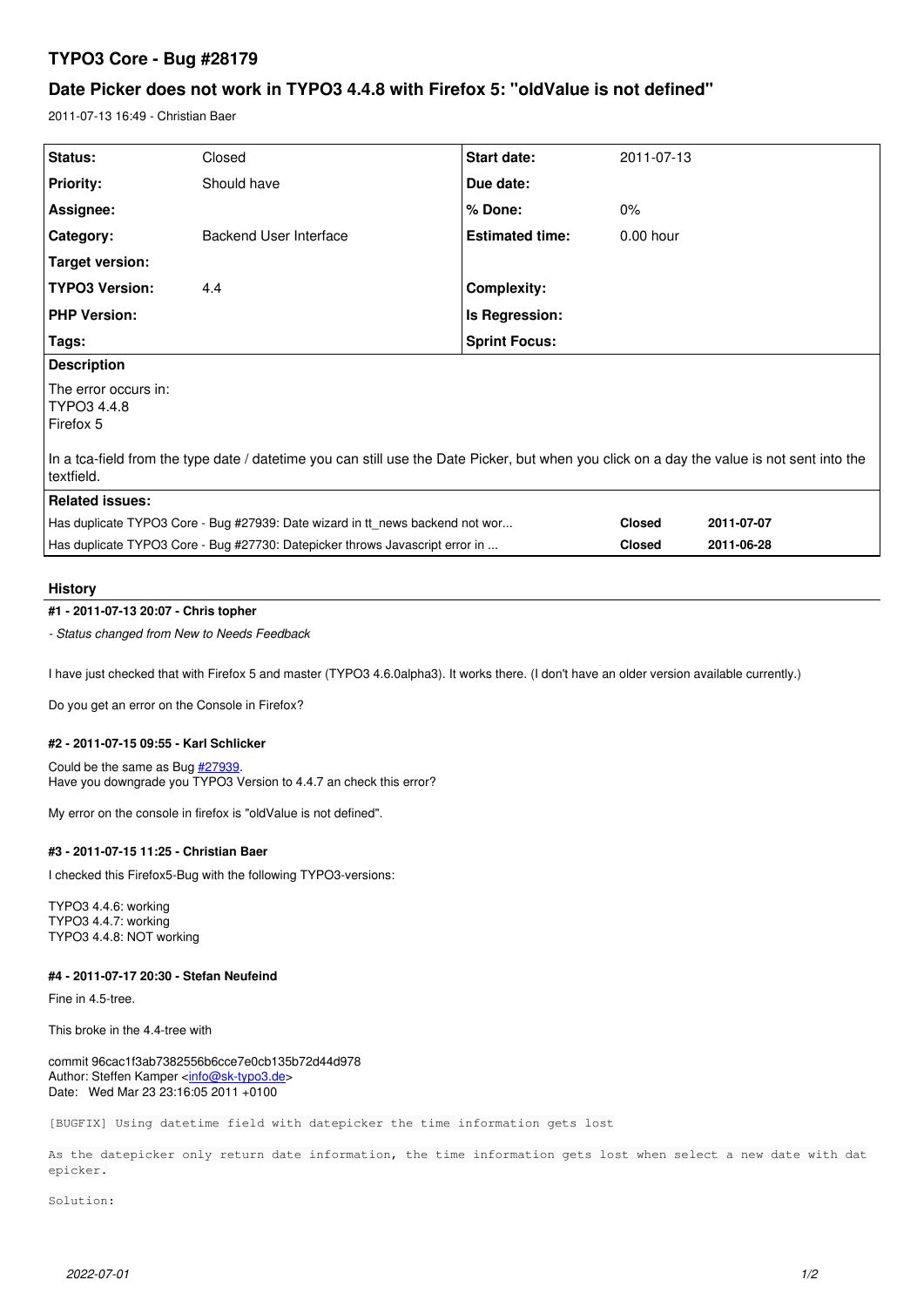# TYPO3 Core - Bug #28179

## Date Picker does not work in TYPO3 4.4.8 with Firefox 5: "oldValue is not defined"

2011-07-13 16:49 - Christian Baer

| | | | |
|---|---|---|---|
| **Status:** | Closed | **Start date:** | 2011-07-13 |
| **Priority:** | Should have | **Due date:** | |
| **Assignee:** | | **% Done:** | 0% |
| **Category:** | Backend User Interface | **Estimated time:** | 0.00 hour |
| **Target version:** | | | |
| **TYPO3 Version:** | 4.4 | **Complexity:** | |
| **PHP Version:** | | **Is Regression:** | |
| **Tags:** | | **Sprint Focus:** | |

**Description**

The error occurs in:
TYPO3 4.4.8
Firefox 5

In a tca-field from the type date / datetime you can still use the Date Picker, but when you click on a day the value is not sent into the textfield.

**Related issues:**

| | | |
|---|---|---|
| Has duplicate TYPO3 Core - Bug #27939: Date wizard in tt_news backend not wor... | **Closed** | **2011-07-07** |
| Has duplicate TYPO3 Core - Bug #27730: Datepicker throws Javascript error in ... | **Closed** | **2011-06-28** |

### History

#### #1 - 2011-07-13 20:07 - Chris topher

*- Status changed from New to Needs Feedback*

I have just checked that with Firefox 5 and master (TYPO3 4.6.0alpha3). It works there. (I don't have an older version available currently.)

Do you get an error on the Console in Firefox?

#### #2 - 2011-07-15 09:55 - Karl Schlicker

Could be the same as Bug #27939.
Have you downgrade you TYPO3 Version to 4.4.7 an check this error?

My error on the console in firefox is "oldValue is not defined".

#### #3 - 2011-07-15 11:25 - Christian Baer

I checked this Firefox5-Bug with the following TYPO3-versions:

TYPO3 4.4.6: working
TYPO3 4.4.7: working
TYPO3 4.4.8: NOT working

#### #4 - 2011-07-17 20:30 - Stefan Neufeind

Fine in 4.5-tree.

This broke in the 4.4-tree with

commit 96cac1f3ab7382556b6cce7e0cb135b72d44d978
Author: Steffen Kamper <info@sk-typo3.de>
Date: Wed Mar 23 23:16:05 2011 +0100

```
[BUGFIX] Using datetime field with datepicker the time information gets lost

As the datepicker only return date information, the time information gets lost when select a new date with datepicker.

Solution:
```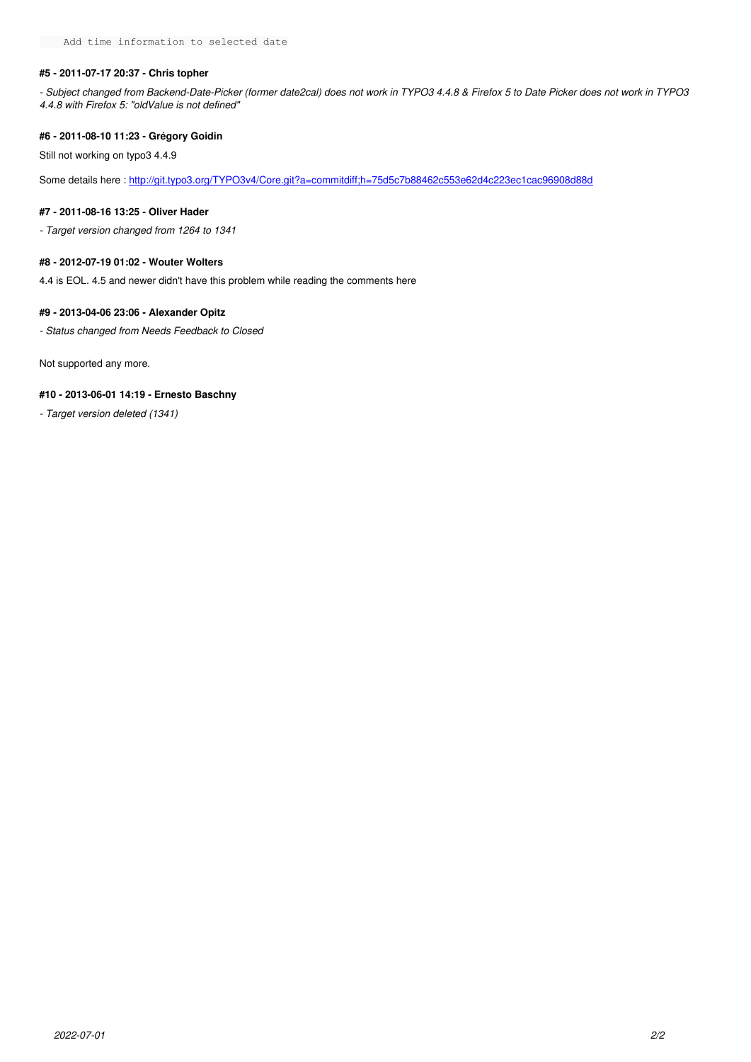```
    Add time information to selected date
```

#### #5 - 2011-07-17 20:37 - Chris topher

*- Subject changed from Backend-Date-Picker (former date2cal) does not work in TYPO3 4.4.8 & Firefox 5 to Date Picker does not work in TYPO3 4.4.8 with Firefox 5: "oldValue is not defined"*

#### #6 - 2011-08-10 11:23 - Grégory Goidin

Still not working on typo3 4.4.9

Some details here : [http://git.typo3.org/TYPO3v4/Core.git?a=commitdiff;h=75d5c7b88462c553e62d4c223ec1cac96908d88d](http://git.typo3.org/TYPO3v4/Core.git?a=commitdiff;h=75d5c7b88462c553e62d4c223ec1cac96908d88d)

#### #7 - 2011-08-16 13:25 - Oliver Hader

*- Target version changed from 1264 to 1341*

#### #8 - 2012-07-19 01:02 - Wouter Wolters

4.4 is EOL. 4.5 and newer didn't have this problem while reading the comments here

#### #9 - 2013-04-06 23:06 - Alexander Opitz

*- Status changed from Needs Feedback to Closed*

Not supported any more.

#### #10 - 2013-06-01 14:19 - Ernesto Baschny

*- Target version deleted (1341)*